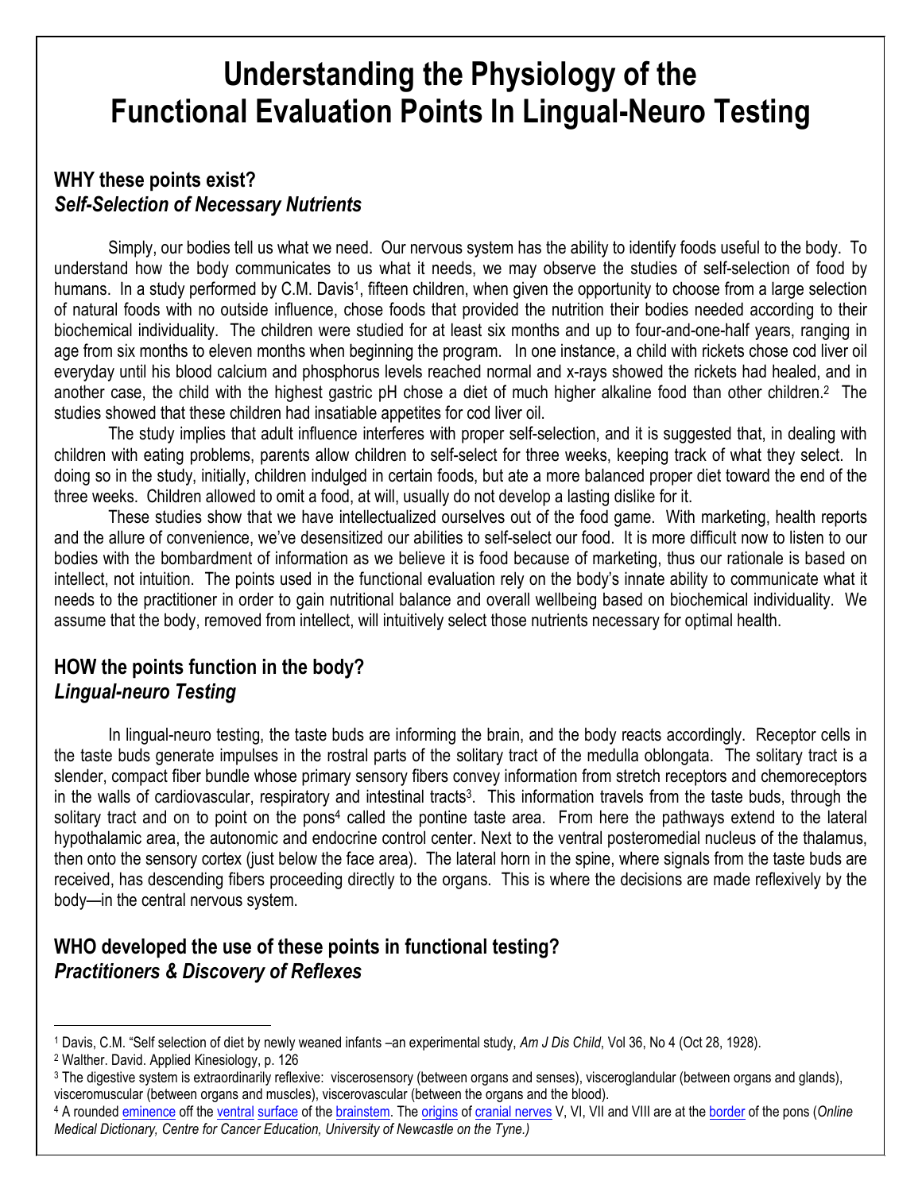# Understanding the Physiology of the Functional Evaluation Points In Lingual-Neuro Testing

## WHY these points exist?
### *Self-Selection of Necessary Nutrients*

Simply, our bodies tell us what we need. Our nervous system has the ability to identify foods useful to the body. To understand how the body communicates to us what it needs, we may observe the studies of self-selection of food by humans. In a study performed by C.M. Davis[1], fifteen children, when given the opportunity to choose from a large selection of natural foods with no outside influence, chose foods that provided the nutrition their bodies needed according to their biochemical individuality. The children were studied for at least six months and up to four-and-one-half years, ranging in age from six months to eleven months when beginning the program. In one instance, a child with rickets chose cod liver oil everyday until his blood calcium and phosphorus levels reached normal and x-rays showed the rickets had healed, and in another case, the child with the highest gastric pH chose a diet of much higher alkaline food than other children.[2] The studies showed that these children had insatiable appetites for cod liver oil.

The study implies that adult influence interferes with proper self-selection, and it is suggested that, in dealing with children with eating problems, parents allow children to self-select for three weeks, keeping track of what they select. In doing so in the study, initially, children indulged in certain foods, but ate a more balanced proper diet toward the end of the three weeks. Children allowed to omit a food, at will, usually do not develop a lasting dislike for it.

These studies show that we have intellectualized ourselves out of the food game. With marketing, health reports and the allure of convenience, we've desensitized our abilities to self-select our food. It is more difficult now to listen to our bodies with the bombardment of information as we believe it is food because of marketing, thus our rationale is based on intellect, not intuition. The points used in the functional evaluation rely on the body's innate ability to communicate what it needs to the practitioner in order to gain nutritional balance and overall wellbeing based on biochemical individuality. We assume that the body, removed from intellect, will intuitively select those nutrients necessary for optimal health.

## HOW the points function in the body?
### *Lingual-neuro Testing*

In lingual-neuro testing, the taste buds are informing the brain, and the body reacts accordingly. Receptor cells in the taste buds generate impulses in the rostral parts of the solitary tract of the medulla oblongata. The solitary tract is a slender, compact fiber bundle whose primary sensory fibers convey information from stretch receptors and chemoreceptors in the walls of cardiovascular, respiratory and intestinal tracts[3]. This information travels from the taste buds, through the solitary tract and on to point on the pons[4] called the pontine taste area. From here the pathways extend to the lateral hypothalamic area, the autonomic and endocrine control center. Next to the ventral posteromedial nucleus of the thalamus, then onto the sensory cortex (just below the face area). The lateral horn in the spine, where signals from the taste buds are received, has descending fibers proceeding directly to the organs. This is where the decisions are made reflexively by the body—in the central nervous system.

## WHO developed the use of these points in functional testing?
### *Practitioners & Discovery of Reflexes*

---

[1] Davis, C.M. "Self selection of diet by newly weaned infants –an experimental study, *Am J Dis Child*, Vol 36, No 4 (Oct 28, 1928).

[2] Walther. David. Applied Kinesiology, p. 126

[3] The digestive system is extraordinarily reflexive: viscerosensory (between organs and senses), visceroglandular (between organs and glands), visceromuscular (between organs and muscles), viscerovascular (between the organs and the blood).

[4] A rounded eminence off the ventral surface of the brainstem. The origins of cranial nerves V, VI, VII and VIII are at the border of the pons (*Online Medical Dictionary, Centre for Cancer Education, University of Newcastle on the Tyne.)*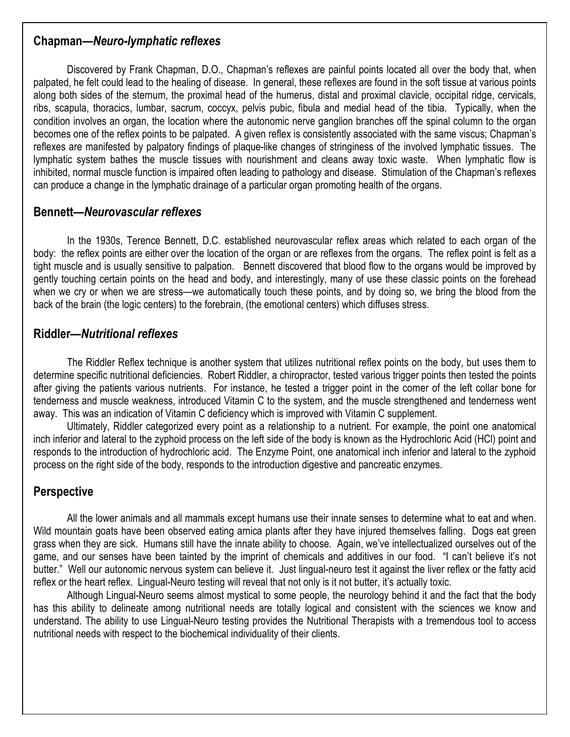## Chapman—*Neuro-lymphatic reflexes*

Discovered by Frank Chapman, D.O., Chapman's reflexes are painful points located all over the body that, when palpated, he felt could lead to the healing of disease. In general, these reflexes are found in the soft tissue at various points along both sides of the sternum, the proximal head of the humerus, distal and proximal clavicle, occipital ridge, cervicals, ribs, scapula, thoracics, lumbar, sacrum, coccyx, pelvis pubic, fibula and medial head of the tibia. Typically, when the condition involves an organ, the location where the autonomic nerve ganglion branches off the spinal column to the organ becomes one of the reflex points to be palpated. A given reflex is consistently associated with the same viscus; Chapman's reflexes are manifested by palpatory findings of plaque-like changes of stringiness of the involved lymphatic tissues. The lymphatic system bathes the muscle tissues with nourishment and cleans away toxic waste. When lymphatic flow is inhibited, normal muscle function is impaired often leading to pathology and disease. Stimulation of the Chapman's reflexes can produce a change in the lymphatic drainage of a particular organ promoting health of the organs.

## Bennett—*Neurovascular reflexes*

In the 1930s, Terence Bennett, D.C. established neurovascular reflex areas which related to each organ of the body: the reflex points are either over the location of the organ or are reflexes from the organs. The reflex point is felt as a tight muscle and is usually sensitive to palpation. Bennett discovered that blood flow to the organs would be improved by gently touching certain points on the head and body, and interestingly, many of use these classic points on the forehead when we cry or when we are stress—we automatically touch these points, and by doing so, we bring the blood from the back of the brain (the logic centers) to the forebrain, (the emotional centers) which diffuses stress.

## Riddler—*Nutritional reflexes*

The Riddler Reflex technique is another system that utilizes nutritional reflex points on the body, but uses them to determine specific nutritional deficiencies. Robert Riddler, a chiropractor, tested various trigger points then tested the points after giving the patients various nutrients. For instance, he tested a trigger point in the corner of the left collar bone for tenderness and muscle weakness, introduced Vitamin C to the system, and the muscle strengthened and tenderness went away. This was an indication of Vitamin C deficiency which is improved with Vitamin C supplement.

Ultimately, Riddler categorized every point as a relationship to a nutrient. For example, the point one anatomical inch inferior and lateral to the zyphoid process on the left side of the body is known as the Hydrochloric Acid (HCl) point and responds to the introduction of hydrochloric acid. The Enzyme Point, one anatomical inch inferior and lateral to the zyphoid process on the right side of the body, responds to the introduction digestive and pancreatic enzymes.

## Perspective

All the lower animals and all mammals except humans use their innate senses to determine what to eat and when. Wild mountain goats have been observed eating arnica plants after they have injured themselves falling. Dogs eat green grass when they are sick. Humans still have the innate ability to choose. Again, we've intellectualized ourselves out of the game, and our senses have been tainted by the imprint of chemicals and additives in our food. "I can't believe it's not butter." Well our autonomic nervous system can believe it. Just lingual-neuro test it against the liver reflex or the fatty acid reflex or the heart reflex. Lingual-Neuro testing will reveal that not only is it not butter, it's actually toxic.

Although Lingual-Neuro seems almost mystical to some people, the neurology behind it and the fact that the body has this ability to delineate among nutritional needs are totally logical and consistent with the sciences we know and understand. The ability to use Lingual-Neuro testing provides the Nutritional Therapists with a tremendous tool to access nutritional needs with respect to the biochemical individuality of their clients.